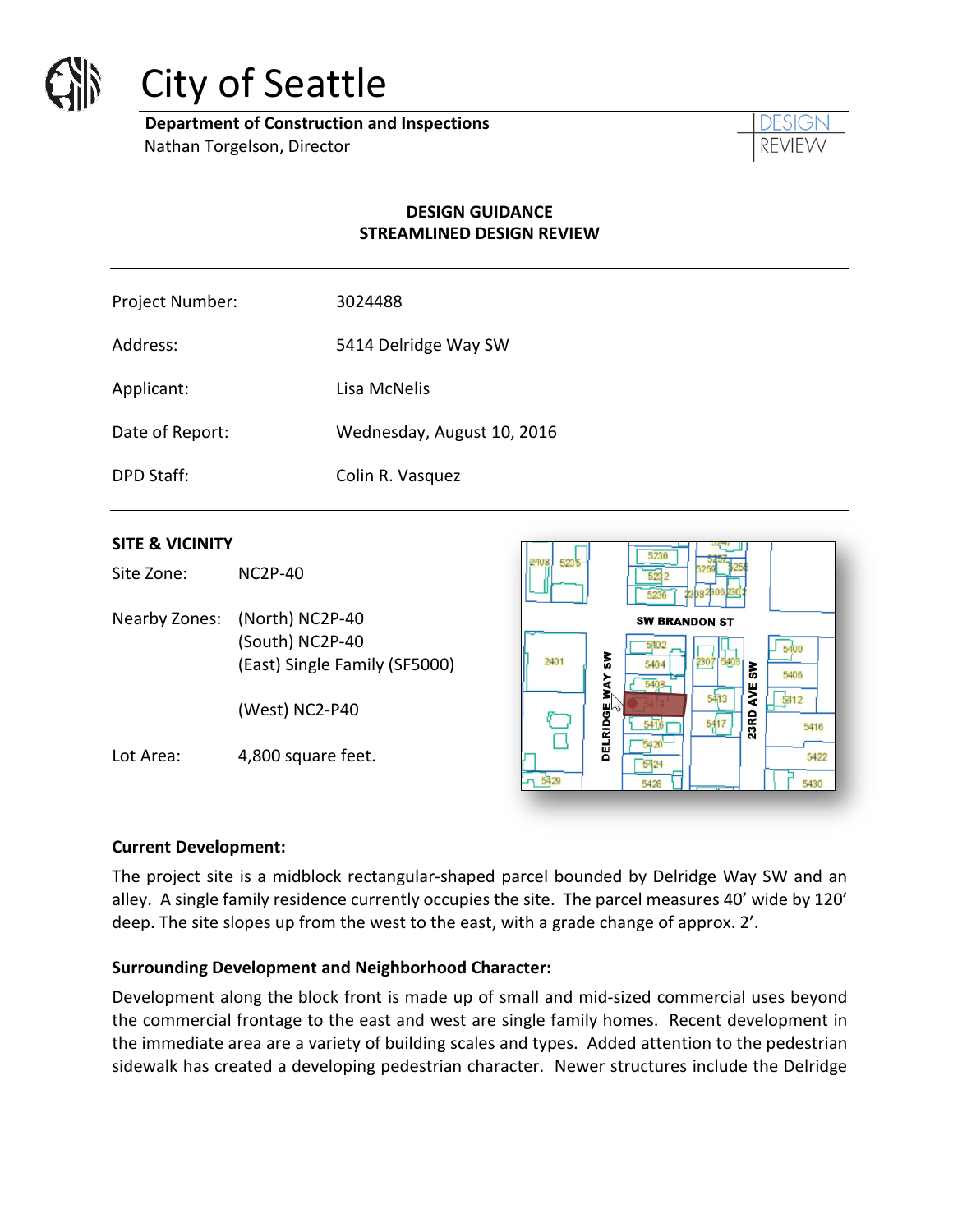# City of Seattle

**Department of Construction and Inspections**
Nathan Torgelson, Director

DESIGN REVIEW

**DESIGN GUIDANCE**
**STREAMLINED DESIGN REVIEW**

| | |
|---|---|
| Project Number: | 3024488 |
| Address: | 5414 Delridge Way SW |
| Applicant: | Lisa McNelis |
| Date of Report: | Wednesday, August 10, 2016 |
| DPD Staff: | Colin R. Vasquez |

## SITE & VICINITY

Site Zone: NC2P-40

Nearby Zones: (North) NC2P-40
(South) NC2P-40
(East) Single Family (SF5000)

(West) NC2-P40

Lot Area: 4,800 square feet.

### Current Development:

The project site is a midblock rectangular-shaped parcel bounded by Delridge Way SW and an alley. A single family residence currently occupies the site. The parcel measures 40' wide by 120' deep. The site slopes up from the west to the east, with a grade change of approx. 2'.

### Surrounding Development and Neighborhood Character:

Development along the block front is made up of small and mid-sized commercial uses beyond the commercial frontage to the east and west are single family homes. Recent development in the immediate area are a variety of building scales and types. Added attention to the pedestrian sidewalk has created a developing pedestrian character. Newer structures include the Delridge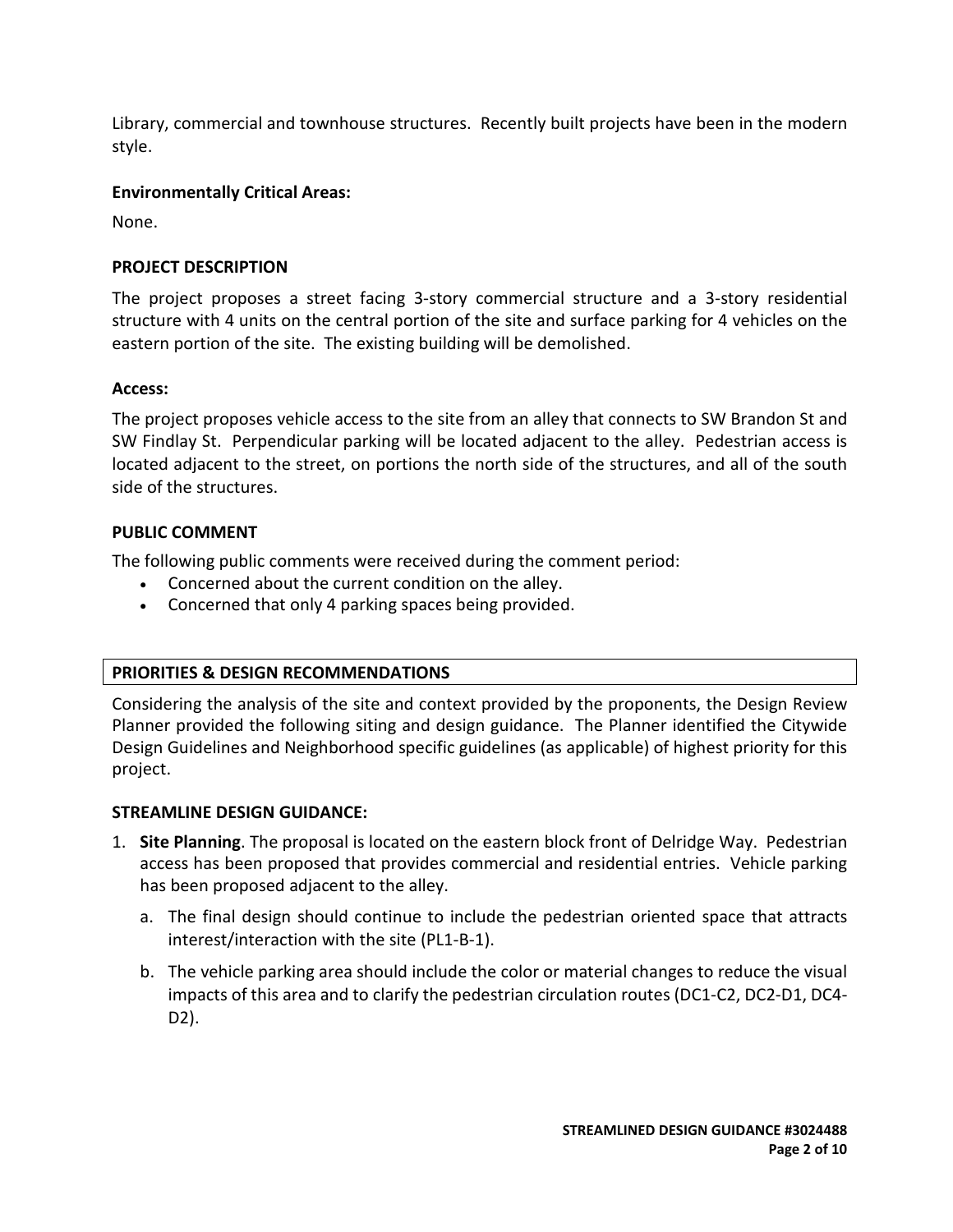Library, commercial and townhouse structures. Recently built projects have been in the modern style.

**Environmentally Critical Areas:**

None.

## PROJECT DESCRIPTION

The project proposes a street facing 3-story commercial structure and a 3-story residential structure with 4 units on the central portion of the site and surface parking for 4 vehicles on the eastern portion of the site. The existing building will be demolished.

**Access:**

The project proposes vehicle access to the site from an alley that connects to SW Brandon St and SW Findlay St. Perpendicular parking will be located adjacent to the alley. Pedestrian access is located adjacent to the street, on portions the north side of the structures, and all of the south side of the structures.

## PUBLIC COMMENT

The following public comments were received during the comment period:

- Concerned about the current condition on the alley.
- Concerned that only 4 parking spaces being provided.

## PRIORITIES & DESIGN RECOMMENDATIONS

Considering the analysis of the site and context provided by the proponents, the Design Review Planner provided the following siting and design guidance. The Planner identified the Citywide Design Guidelines and Neighborhood specific guidelines (as applicable) of highest priority for this project.

### STREAMLINE DESIGN GUIDANCE:

1. **Site Planning**. The proposal is located on the eastern block front of Delridge Way. Pedestrian access has been proposed that provides commercial and residential entries. Vehicle parking has been proposed adjacent to the alley.
   a. The final design should continue to include the pedestrian oriented space that attracts interest/interaction with the site (PL1-B-1).
   b. The vehicle parking area should include the color or material changes to reduce the visual impacts of this area and to clarify the pedestrian circulation routes (DC1-C2, DC2-D1, DC4-D2).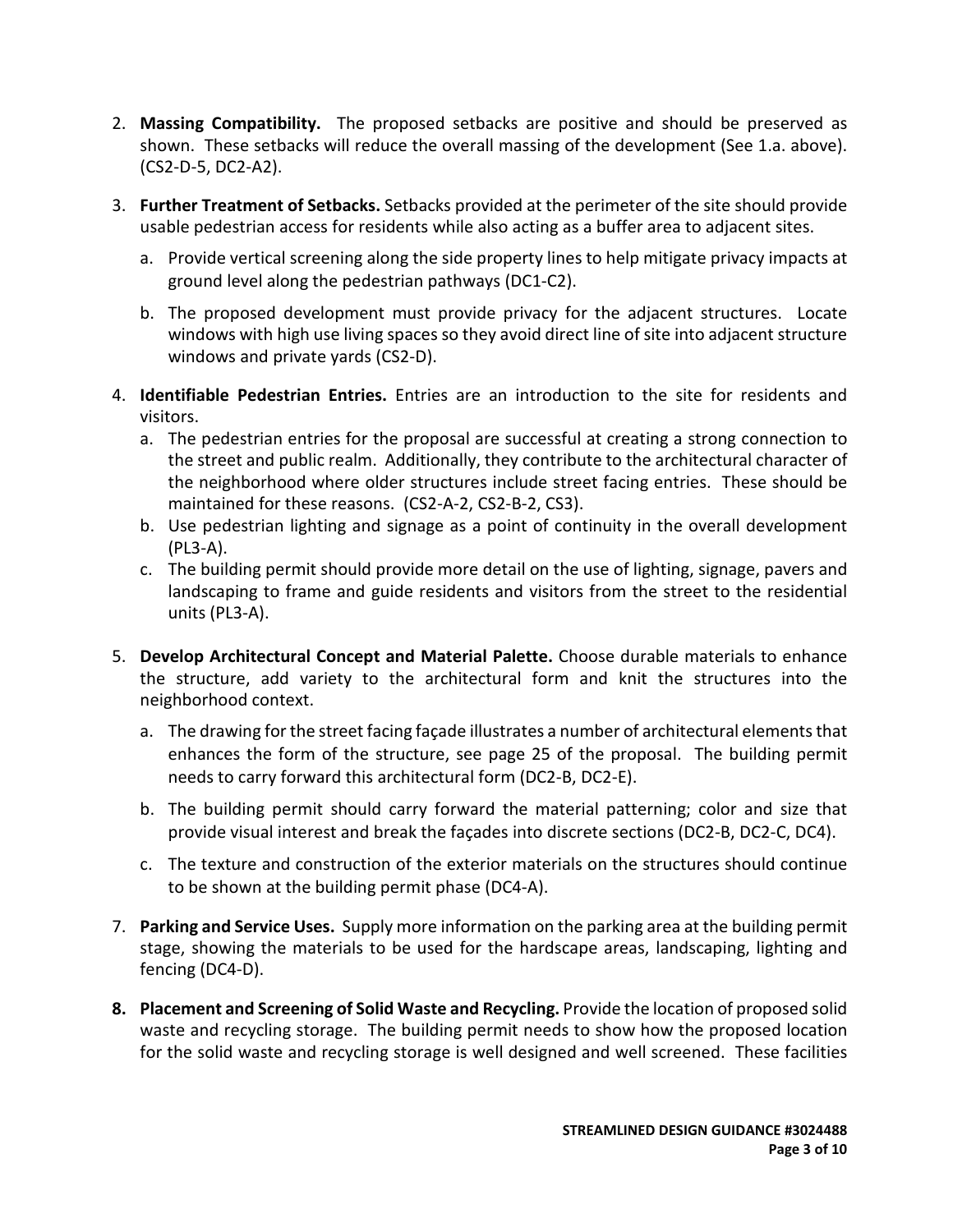2. **Massing Compatibility.** The proposed setbacks are positive and should be preserved as shown. These setbacks will reduce the overall massing of the development (See 1.a. above). (CS2-D-5, DC2-A2).

3. **Further Treatment of Setbacks.** Setbacks provided at the perimeter of the site should provide usable pedestrian access for residents while also acting as a buffer area to adjacent sites.

   a. Provide vertical screening along the side property lines to help mitigate privacy impacts at ground level along the pedestrian pathways (DC1-C2).

   b. The proposed development must provide privacy for the adjacent structures. Locate windows with high use living spaces so they avoid direct line of site into adjacent structure windows and private yards (CS2-D).

4. **Identifiable Pedestrian Entries.** Entries are an introduction to the site for residents and visitors.

   a. The pedestrian entries for the proposal are successful at creating a strong connection to the street and public realm. Additionally, they contribute to the architectural character of the neighborhood where older structures include street facing entries. These should be maintained for these reasons. (CS2-A-2, CS2-B-2, CS3).

   b. Use pedestrian lighting and signage as a point of continuity in the overall development (PL3-A).

   c. The building permit should provide more detail on the use of lighting, signage, pavers and landscaping to frame and guide residents and visitors from the street to the residential units (PL3-A).

5. **Develop Architectural Concept and Material Palette.** Choose durable materials to enhance the structure, add variety to the architectural form and knit the structures into the neighborhood context.

   a. The drawing for the street facing façade illustrates a number of architectural elements that enhances the form of the structure, see page 25 of the proposal. The building permit needs to carry forward this architectural form (DC2-B, DC2-E).

   b. The building permit should carry forward the material patterning; color and size that provide visual interest and break the façades into discrete sections (DC2-B, DC2-C, DC4).

   c. The texture and construction of the exterior materials on the structures should continue to be shown at the building permit phase (DC4-A).

7. **Parking and Service Uses.** Supply more information on the parking area at the building permit stage, showing the materials to be used for the hardscape areas, landscaping, lighting and fencing (DC4-D).

8. **Placement and Screening of Solid Waste and Recycling.** Provide the location of proposed solid waste and recycling storage. The building permit needs to show how the proposed location for the solid waste and recycling storage is well designed and well screened. These facilities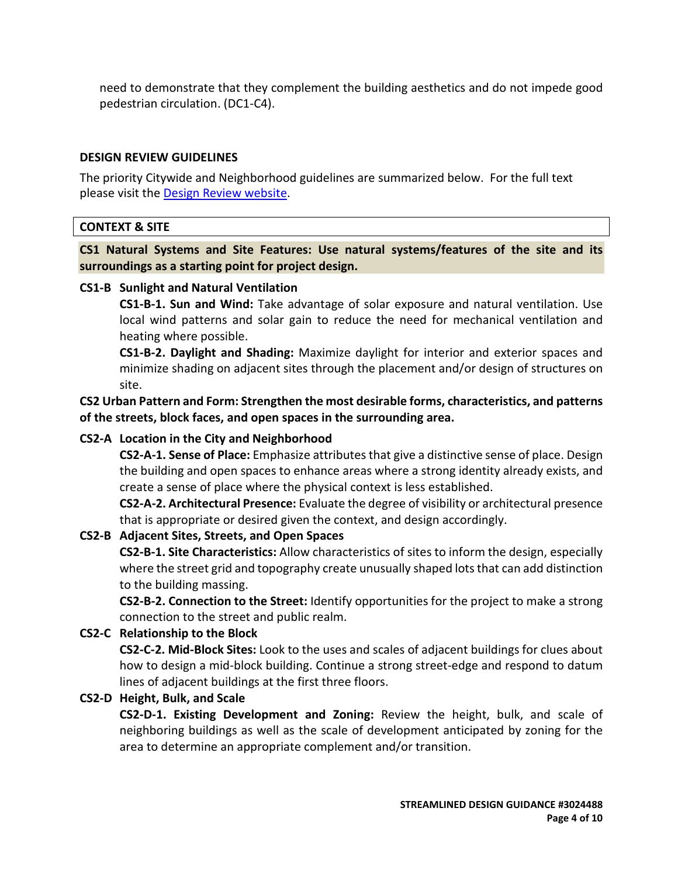need to demonstrate that they complement the building aesthetics and do not impede good pedestrian circulation. (DC1-C4).

## DESIGN REVIEW GUIDELINES

The priority Citywide and Neighborhood guidelines are summarized below. For the full text please visit the [Design Review website](Design Review website).

### CONTEXT & SITE

**CS1 Natural Systems and Site Features: Use natural systems/features of the site and its surroundings as a starting point for project design.**

**CS1-B Sunlight and Natural Ventilation**

**CS1-B-1. Sun and Wind:** Take advantage of solar exposure and natural ventilation. Use local wind patterns and solar gain to reduce the need for mechanical ventilation and heating where possible.

**CS1-B-2. Daylight and Shading:** Maximize daylight for interior and exterior spaces and minimize shading on adjacent sites through the placement and/or design of structures on site.

**CS2 Urban Pattern and Form: Strengthen the most desirable forms, characteristics, and patterns of the streets, block faces, and open spaces in the surrounding area.**

**CS2-A Location in the City and Neighborhood**

**CS2-A-1. Sense of Place:** Emphasize attributes that give a distinctive sense of place. Design the building and open spaces to enhance areas where a strong identity already exists, and create a sense of place where the physical context is less established.

**CS2-A-2. Architectural Presence:** Evaluate the degree of visibility or architectural presence that is appropriate or desired given the context, and design accordingly.

**CS2-B Adjacent Sites, Streets, and Open Spaces**

**CS2-B-1. Site Characteristics:** Allow characteristics of sites to inform the design, especially where the street grid and topography create unusually shaped lots that can add distinction to the building massing.

**CS2-B-2. Connection to the Street:** Identify opportunities for the project to make a strong connection to the street and public realm.

**CS2-C Relationship to the Block**

**CS2-C-2. Mid-Block Sites:** Look to the uses and scales of adjacent buildings for clues about how to design a mid-block building. Continue a strong street-edge and respond to datum lines of adjacent buildings at the first three floors.

**CS2-D Height, Bulk, and Scale**

**CS2-D-1. Existing Development and Zoning:** Review the height, bulk, and scale of neighboring buildings as well as the scale of development anticipated by zoning for the area to determine an appropriate complement and/or transition.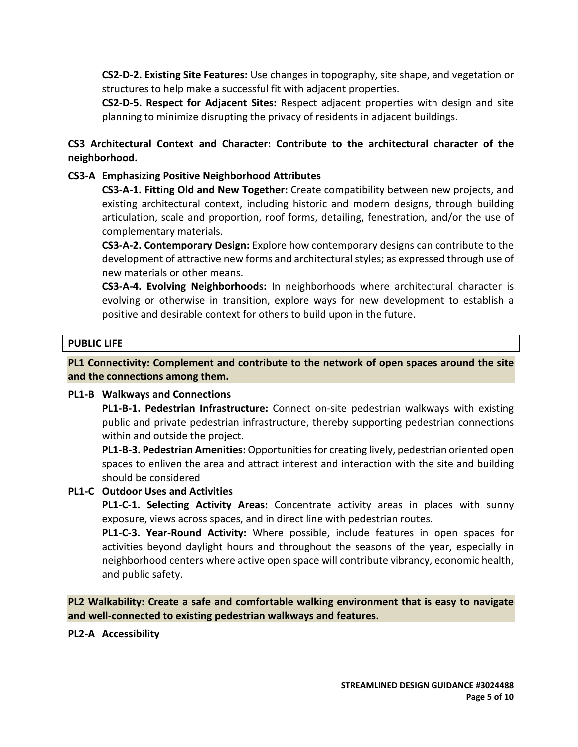**CS2-D-2. Existing Site Features:** Use changes in topography, site shape, and vegetation or structures to help make a successful fit with adjacent properties.

**CS2-D-5. Respect for Adjacent Sites:** Respect adjacent properties with design and site planning to minimize disrupting the privacy of residents in adjacent buildings.

**CS3 Architectural Context and Character: Contribute to the architectural character of the neighborhood.**

**CS3-A Emphasizing Positive Neighborhood Attributes**

**CS3-A-1. Fitting Old and New Together:** Create compatibility between new projects, and existing architectural context, including historic and modern designs, through building articulation, scale and proportion, roof forms, detailing, fenestration, and/or the use of complementary materials.

**CS3-A-2. Contemporary Design:** Explore how contemporary designs can contribute to the development of attractive new forms and architectural styles; as expressed through use of new materials or other means.

**CS3-A-4. Evolving Neighborhoods:** In neighborhoods where architectural character is evolving or otherwise in transition, explore ways for new development to establish a positive and desirable context for others to build upon in the future.

## PUBLIC LIFE

**PL1 Connectivity: Complement and contribute to the network of open spaces around the site and the connections among them.**

**PL1-B Walkways and Connections**

**PL1-B-1. Pedestrian Infrastructure:** Connect on-site pedestrian walkways with existing public and private pedestrian infrastructure, thereby supporting pedestrian connections within and outside the project.

**PL1-B-3. Pedestrian Amenities:** Opportunities for creating lively, pedestrian oriented open spaces to enliven the area and attract interest and interaction with the site and building should be considered

**PL1-C Outdoor Uses and Activities**

**PL1-C-1. Selecting Activity Areas:** Concentrate activity areas in places with sunny exposure, views across spaces, and in direct line with pedestrian routes.

**PL1-C-3. Year-Round Activity:** Where possible, include features in open spaces for activities beyond daylight hours and throughout the seasons of the year, especially in neighborhood centers where active open space will contribute vibrancy, economic health, and public safety.

**PL2 Walkability: Create a safe and comfortable walking environment that is easy to navigate and well-connected to existing pedestrian walkways and features.**

**PL2-A Accessibility**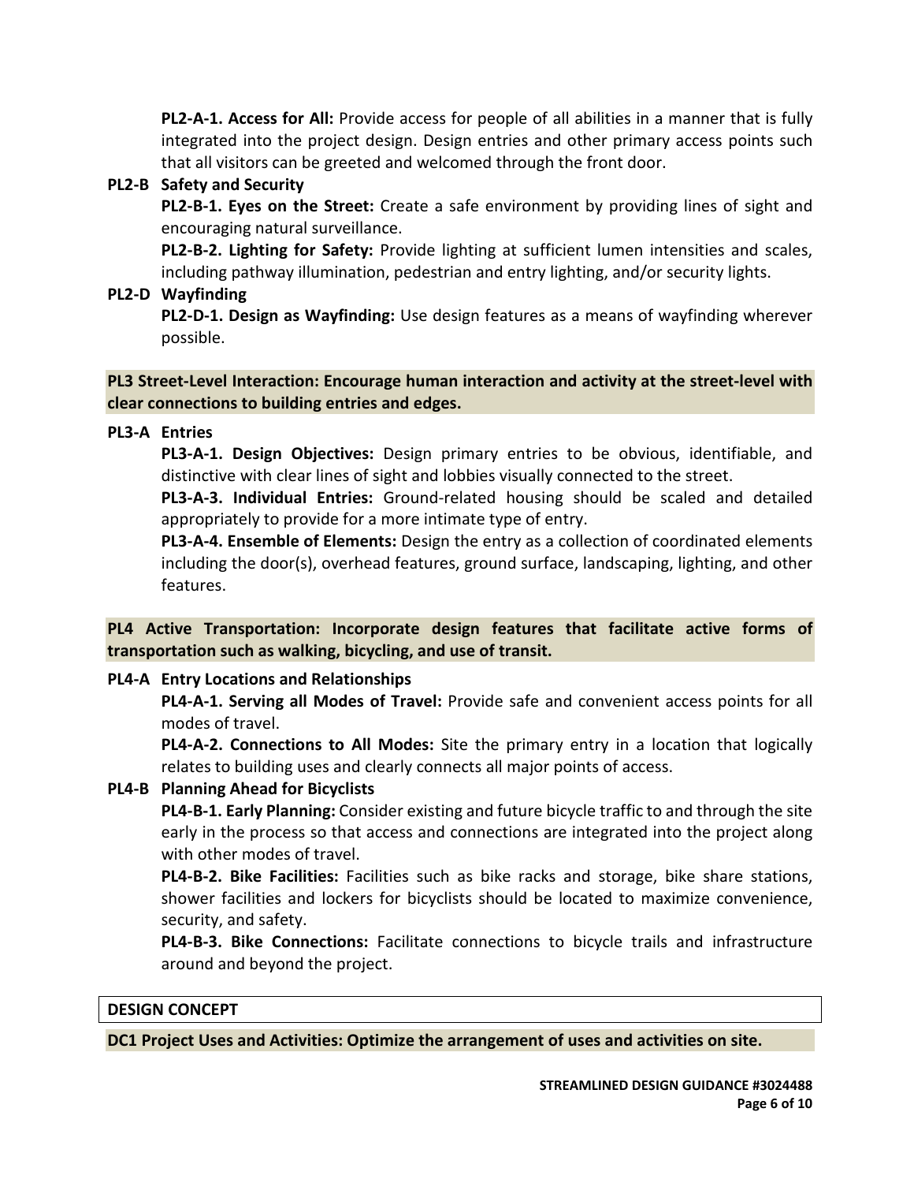**PL2-A-1. Access for All:** Provide access for people of all abilities in a manner that is fully integrated into the project design. Design entries and other primary access points such that all visitors can be greeted and welcomed through the front door.

**PL2-B Safety and Security**

**PL2-B-1. Eyes on the Street:** Create a safe environment by providing lines of sight and encouraging natural surveillance.

**PL2-B-2. Lighting for Safety:** Provide lighting at sufficient lumen intensities and scales, including pathway illumination, pedestrian and entry lighting, and/or security lights.

**PL2-D Wayfinding**

**PL2-D-1. Design as Wayfinding:** Use design features as a means of wayfinding wherever possible.

**PL3 Street-Level Interaction: Encourage human interaction and activity at the street-level with clear connections to building entries and edges.**

**PL3-A Entries**

**PL3-A-1. Design Objectives:** Design primary entries to be obvious, identifiable, and distinctive with clear lines of sight and lobbies visually connected to the street.

**PL3-A-3. Individual Entries:** Ground-related housing should be scaled and detailed appropriately to provide for a more intimate type of entry.

**PL3-A-4. Ensemble of Elements:** Design the entry as a collection of coordinated elements including the door(s), overhead features, ground surface, landscaping, lighting, and other features.

**PL4 Active Transportation: Incorporate design features that facilitate active forms of transportation such as walking, bicycling, and use of transit.**

**PL4-A Entry Locations and Relationships**

**PL4-A-1. Serving all Modes of Travel:** Provide safe and convenient access points for all modes of travel.

**PL4-A-2. Connections to All Modes:** Site the primary entry in a location that logically relates to building uses and clearly connects all major points of access.

**PL4-B Planning Ahead for Bicyclists**

**PL4-B-1. Early Planning:** Consider existing and future bicycle traffic to and through the site early in the process so that access and connections are integrated into the project along with other modes of travel.

**PL4-B-2. Bike Facilities:** Facilities such as bike racks and storage, bike share stations, shower facilities and lockers for bicyclists should be located to maximize convenience, security, and safety.

**PL4-B-3. Bike Connections:** Facilitate connections to bicycle trails and infrastructure around and beyond the project.

## DESIGN CONCEPT

**DC1 Project Uses and Activities: Optimize the arrangement of uses and activities on site.**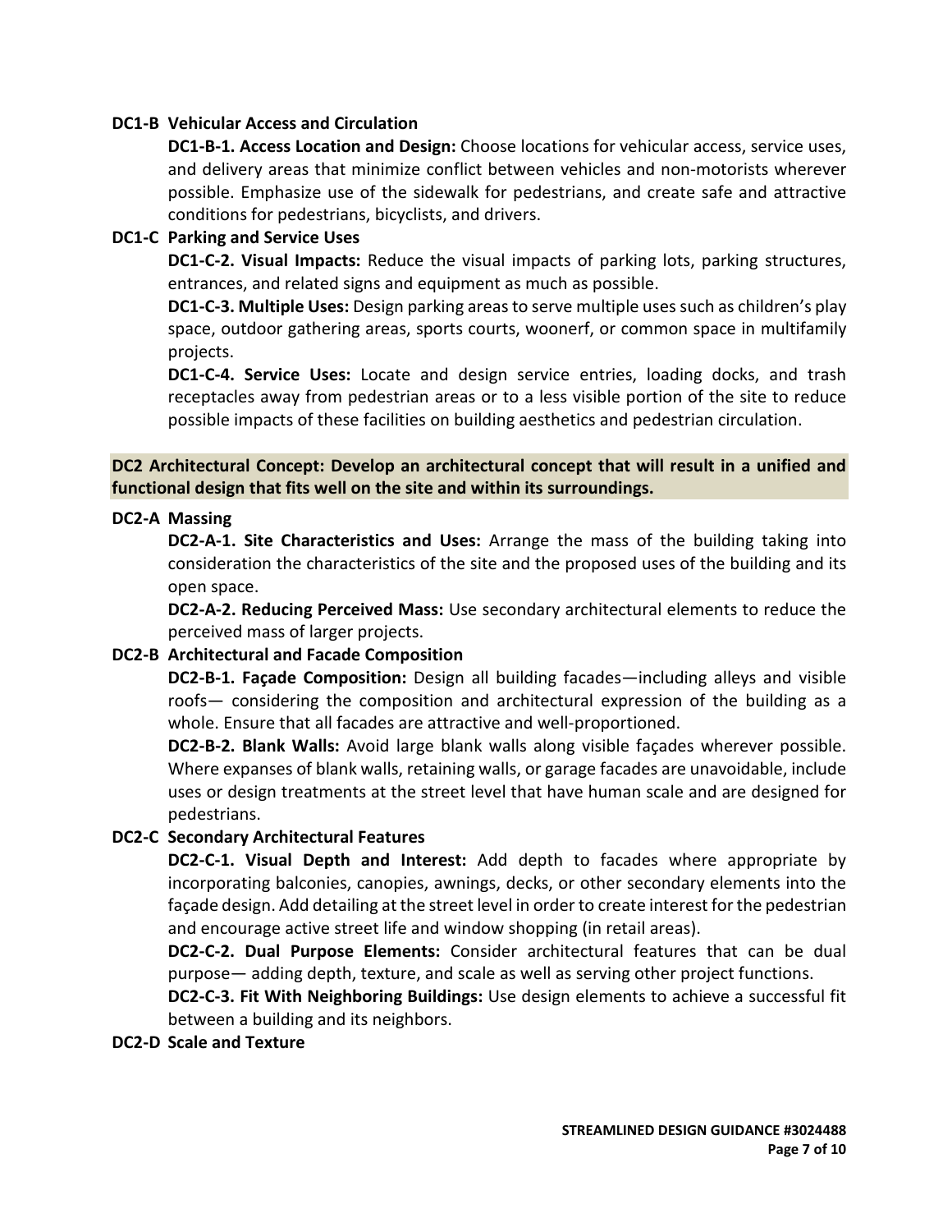**DC1-B Vehicular Access and Circulation**

**DC1-B-1. Access Location and Design:** Choose locations for vehicular access, service uses, and delivery areas that minimize conflict between vehicles and non-motorists wherever possible. Emphasize use of the sidewalk for pedestrians, and create safe and attractive conditions for pedestrians, bicyclists, and drivers.

**DC1-C Parking and Service Uses**

**DC1-C-2. Visual Impacts:** Reduce the visual impacts of parking lots, parking structures, entrances, and related signs and equipment as much as possible.

**DC1-C-3. Multiple Uses:** Design parking areas to serve multiple uses such as children's play space, outdoor gathering areas, sports courts, woonerf, or common space in multifamily projects.

**DC1-C-4. Service Uses:** Locate and design service entries, loading docks, and trash receptacles away from pedestrian areas or to a less visible portion of the site to reduce possible impacts of these facilities on building aesthetics and pedestrian circulation.

**DC2 Architectural Concept: Develop an architectural concept that will result in a unified and functional design that fits well on the site and within its surroundings.**

**DC2-A Massing**

**DC2-A-1. Site Characteristics and Uses:** Arrange the mass of the building taking into consideration the characteristics of the site and the proposed uses of the building and its open space.

**DC2-A-2. Reducing Perceived Mass:** Use secondary architectural elements to reduce the perceived mass of larger projects.

**DC2-B Architectural and Facade Composition**

**DC2-B-1. Façade Composition:** Design all building facades—including alleys and visible roofs— considering the composition and architectural expression of the building as a whole. Ensure that all facades are attractive and well-proportioned.

**DC2-B-2. Blank Walls:** Avoid large blank walls along visible façades wherever possible. Where expanses of blank walls, retaining walls, or garage facades are unavoidable, include uses or design treatments at the street level that have human scale and are designed for pedestrians.

**DC2-C Secondary Architectural Features**

**DC2-C-1. Visual Depth and Interest:** Add depth to facades where appropriate by incorporating balconies, canopies, awnings, decks, or other secondary elements into the façade design. Add detailing at the street level in order to create interest for the pedestrian and encourage active street life and window shopping (in retail areas).

**DC2-C-2. Dual Purpose Elements:** Consider architectural features that can be dual purpose— adding depth, texture, and scale as well as serving other project functions.

**DC2-C-3. Fit With Neighboring Buildings:** Use design elements to achieve a successful fit between a building and its neighbors.

**DC2-D Scale and Texture**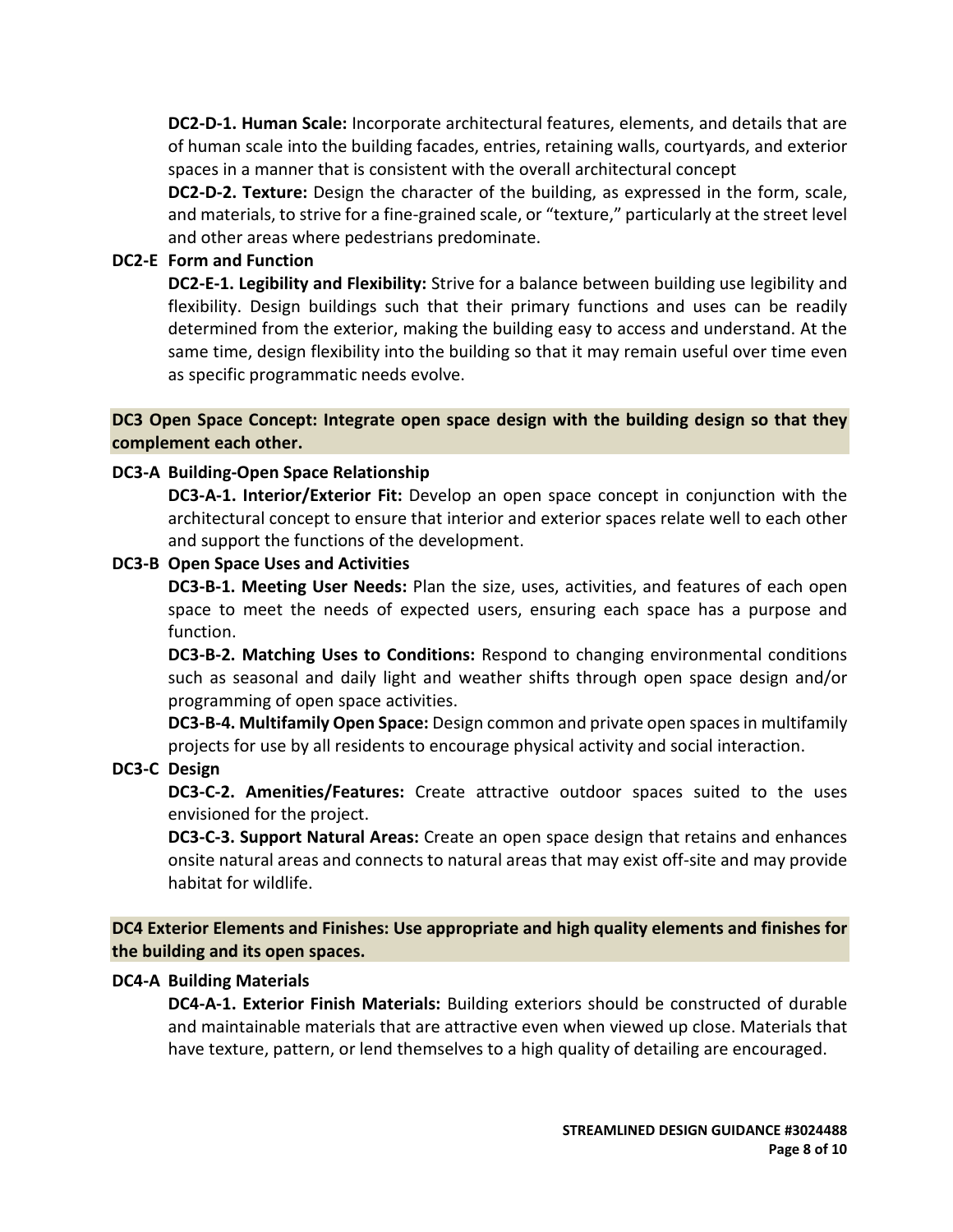**DC2-D-1. Human Scale:** Incorporate architectural features, elements, and details that are of human scale into the building facades, entries, retaining walls, courtyards, and exterior spaces in a manner that is consistent with the overall architectural concept

**DC2-D-2. Texture:** Design the character of the building, as expressed in the form, scale, and materials, to strive for a fine-grained scale, or "texture," particularly at the street level and other areas where pedestrians predominate.

**DC2-E Form and Function**

**DC2-E-1. Legibility and Flexibility:** Strive for a balance between building use legibility and flexibility. Design buildings such that their primary functions and uses can be readily determined from the exterior, making the building easy to access and understand. At the same time, design flexibility into the building so that it may remain useful over time even as specific programmatic needs evolve.

## DC3 Open Space Concept: Integrate open space design with the building design so that they complement each other.

**DC3-A Building-Open Space Relationship**

**DC3-A-1. Interior/Exterior Fit:** Develop an open space concept in conjunction with the architectural concept to ensure that interior and exterior spaces relate well to each other and support the functions of the development.

**DC3-B Open Space Uses and Activities**

**DC3-B-1. Meeting User Needs:** Plan the size, uses, activities, and features of each open space to meet the needs of expected users, ensuring each space has a purpose and function.

**DC3-B-2. Matching Uses to Conditions:** Respond to changing environmental conditions such as seasonal and daily light and weather shifts through open space design and/or programming of open space activities.

**DC3-B-4. Multifamily Open Space:** Design common and private open spaces in multifamily projects for use by all residents to encourage physical activity and social interaction.

**DC3-C Design**

**DC3-C-2. Amenities/Features:** Create attractive outdoor spaces suited to the uses envisioned for the project.

**DC3-C-3. Support Natural Areas:** Create an open space design that retains and enhances onsite natural areas and connects to natural areas that may exist off-site and may provide habitat for wildlife.

## DC4 Exterior Elements and Finishes: Use appropriate and high quality elements and finishes for the building and its open spaces.

**DC4-A Building Materials**

**DC4-A-1. Exterior Finish Materials:** Building exteriors should be constructed of durable and maintainable materials that are attractive even when viewed up close. Materials that have texture, pattern, or lend themselves to a high quality of detailing are encouraged.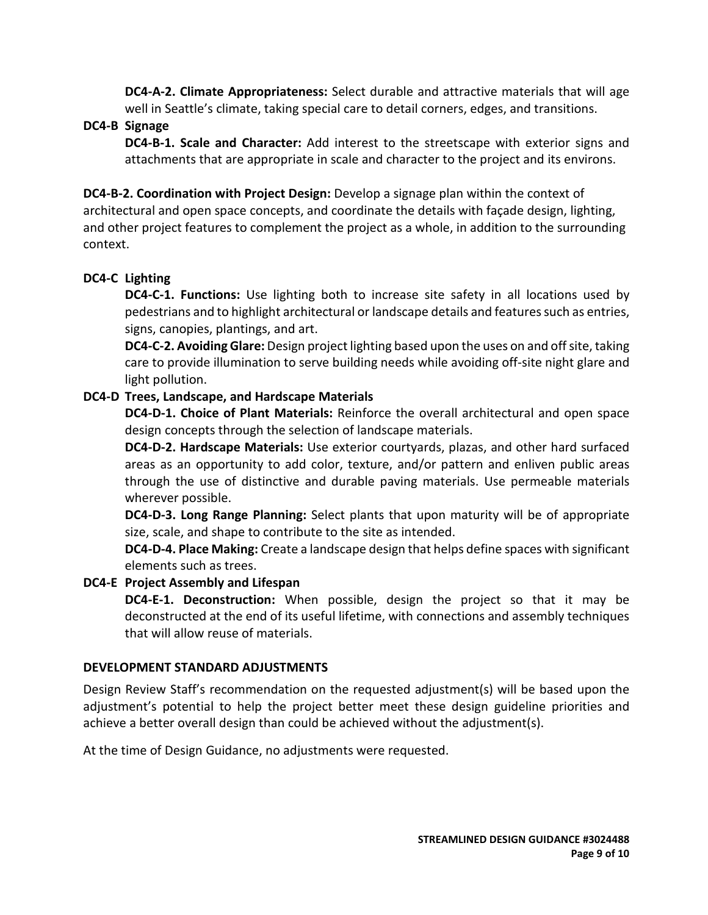**DC4-A-2. Climate Appropriateness:** Select durable and attractive materials that will age well in Seattle's climate, taking special care to detail corners, edges, and transitions.

**DC4-B Signage**

**DC4-B-1. Scale and Character:** Add interest to the streetscape with exterior signs and attachments that are appropriate in scale and character to the project and its environs.

**DC4-B-2. Coordination with Project Design:** Develop a signage plan within the context of architectural and open space concepts, and coordinate the details with façade design, lighting, and other project features to complement the project as a whole, in addition to the surrounding context.

**DC4-C Lighting**

**DC4-C-1. Functions:** Use lighting both to increase site safety in all locations used by pedestrians and to highlight architectural or landscape details and features such as entries, signs, canopies, plantings, and art.

**DC4-C-2. Avoiding Glare:** Design project lighting based upon the uses on and off site, taking care to provide illumination to serve building needs while avoiding off-site night glare and light pollution.

**DC4-D Trees, Landscape, and Hardscape Materials**

**DC4-D-1. Choice of Plant Materials:** Reinforce the overall architectural and open space design concepts through the selection of landscape materials.

**DC4-D-2. Hardscape Materials:** Use exterior courtyards, plazas, and other hard surfaced areas as an opportunity to add color, texture, and/or pattern and enliven public areas through the use of distinctive and durable paving materials. Use permeable materials wherever possible.

**DC4-D-3. Long Range Planning:** Select plants that upon maturity will be of appropriate size, scale, and shape to contribute to the site as intended.

**DC4-D-4. Place Making:** Create a landscape design that helps define spaces with significant elements such as trees.

**DC4-E Project Assembly and Lifespan**

**DC4-E-1. Deconstruction:** When possible, design the project so that it may be deconstructed at the end of its useful lifetime, with connections and assembly techniques that will allow reuse of materials.

## DEVELOPMENT STANDARD ADJUSTMENTS

Design Review Staff's recommendation on the requested adjustment(s) will be based upon the adjustment's potential to help the project better meet these design guideline priorities and achieve a better overall design than could be achieved without the adjustment(s).

At the time of Design Guidance, no adjustments were requested.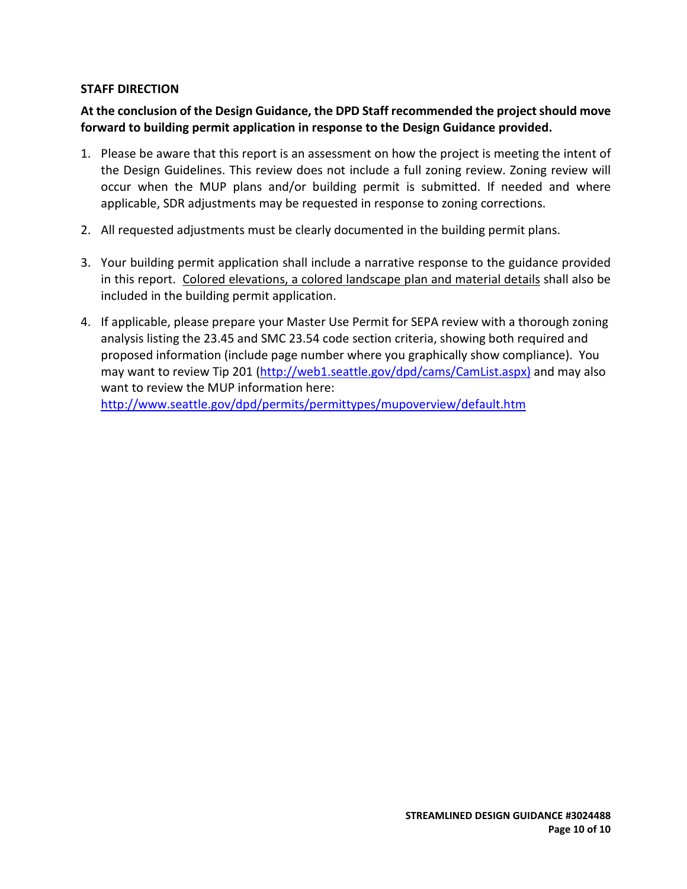## STAFF DIRECTION

**At the conclusion of the Design Guidance, the DPD Staff recommended the project should move forward to building permit application in response to the Design Guidance provided.**

1. Please be aware that this report is an assessment on how the project is meeting the intent of the Design Guidelines. This review does not include a full zoning review. Zoning review will occur when the MUP plans and/or building permit is submitted. If needed and where applicable, SDR adjustments may be requested in response to zoning corrections.

2. All requested adjustments must be clearly documented in the building permit plans.

3. Your building permit application shall include a narrative response to the guidance provided in this report. Colored elevations, a colored landscape plan and material details shall also be included in the building permit application.

4. If applicable, please prepare your Master Use Permit for SEPA review with a thorough zoning analysis listing the 23.45 and SMC 23.54 code section criteria, showing both required and proposed information (include page number where you graphically show compliance). You may want to review Tip 201 (http://web1.seattle.gov/dpd/cams/CamList.aspx) and may also want to review the MUP information here: http://www.seattle.gov/dpd/permits/permittypes/mupoverview/default.htm